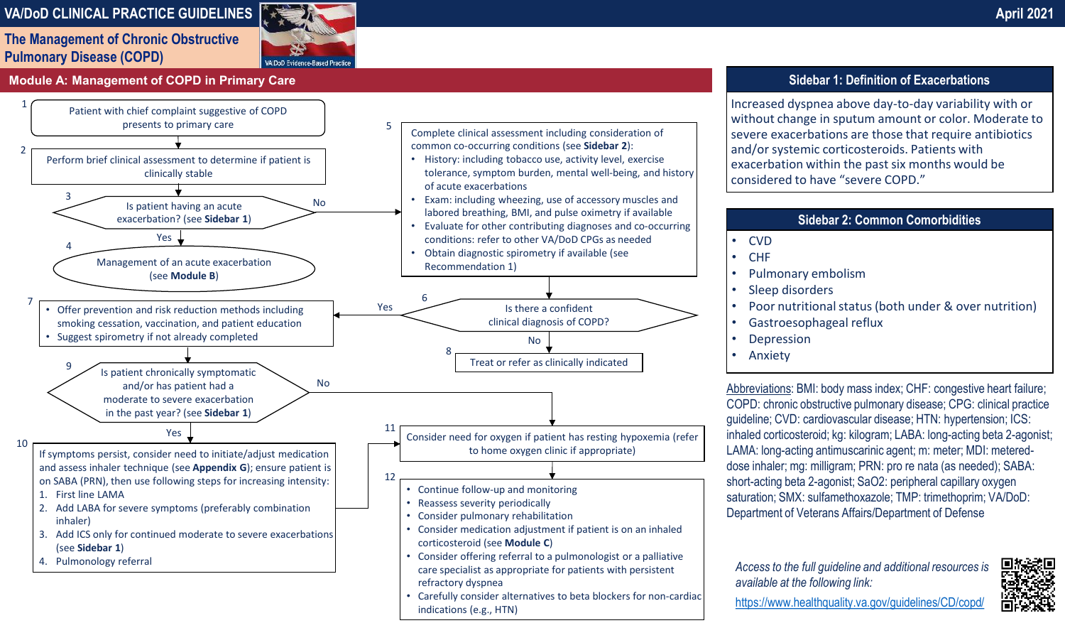# VA/DoD CLINICAL PRACTICE GUIDELINES

## The Management of Chronic Obstructive Pulmonary Disease (COPD)

April 2021

## Module A: Management of COPD in Primary Care

1. Patient with chief complaint suggestive of COPD presents to primary care

2. Perform brief clinical assessment to determine if patient is clinically stable

3. Is patient having an acute exacerbation? (see **Sidebar 1**)
   - Yes → 4
   - No → 5

4. Management of an acute exacerbation (see **Module B**)

5. Complete clinical assessment including consideration of common co-occurring conditions (see **Sidebar 2**):
   - History: including tobacco use, activity level, exercise tolerance, symptom burden, mental well-being, and history of acute exacerbations
   - Exam: including wheezing, use of accessory muscles and labored breathing, BMI, and pulse oximetry if available
   - Evaluate for other contributing diagnoses and co-occurring conditions: refer to other VA/DoD CPGs as needed
   - Obtain diagnostic spirometry if available (see Recommendation 1)

6. Is there a confident clinical diagnosis of COPD?
   - Yes → 7
   - No → 8

7.
   - Offer prevention and risk reduction methods including smoking cessation, vaccination, and patient education
   - Suggest spirometry if not already completed

8. Treat or refer as clinically indicated

9. Is patient chronically symptomatic and/or has patient had a moderate to severe exacerbation in the past year? (see **Sidebar 1**)
   - Yes → 10
   - No → 11

10. If symptoms persist, consider need to initiate/adjust medication and assess inhaler technique (see **Appendix G**); ensure patient is on SABA (PRN), then use following steps for increasing intensity:
    1. First line LAMA
    2. Add LABA for severe symptoms (preferably combination inhaler)
    3. Add ICS only for continued moderate to severe exacerbations (see **Sidebar 1**)
    4. Pulmonology referral

11. Consider need for oxygen if patient has resting hypoxemia (refer to home oxygen clinic if appropriate)

12.
    - Continue follow-up and monitoring
    - Reassess severity periodically
    - Consider pulmonary rehabilitation
    - Consider medication adjustment if patient is on an inhaled corticosteroid (see **Module C**)
    - Consider offering referral to a pulmonologist or a palliative care specialist as appropriate for patients with persistent refractory dyspnea
    - Carefully consider alternatives to beta blockers for non-cardiac indications (e.g., HTN)

### Sidebar 1: Definition of Exacerbations

Increased dyspnea above day-to-day variability with or without change in sputum amount or color. Moderate to severe exacerbations are those that require antibiotics and/or systemic corticosteroids. Patients with exacerbation within the past six months would be considered to have "severe COPD."

### Sidebar 2: Common Comorbidities

- CVD
- CHF
- Pulmonary embolism
- Sleep disorders
- Poor nutritional status (both under & over nutrition)
- Gastroesophageal reflux
- Depression
- Anxiety

Abbreviations: BMI: body mass index; CHF: congestive heart failure; COPD: chronic obstructive pulmonary disease; CPG: clinical practice guideline; CVD: cardiovascular disease; HTN: hypertension; ICS: inhaled corticosteroid; kg: kilogram; LABA: long-acting beta 2-agonist; LAMA: long-acting antimuscarinic agent; m: meter; MDI: metered-dose inhaler; mg: milligram; PRN: pro re nata (as needed); SABA: short-acting beta 2-agonist; SaO2: peripheral capillary oxygen saturation; SMX: sulfamethoxazole; TMP: trimethoprim; VA/DoD: Department of Veterans Affairs/Department of Defense

*Access to the full guideline and additional resources is available at the following link:*

https://www.healthquality.va.gov/guidelines/CD/copd/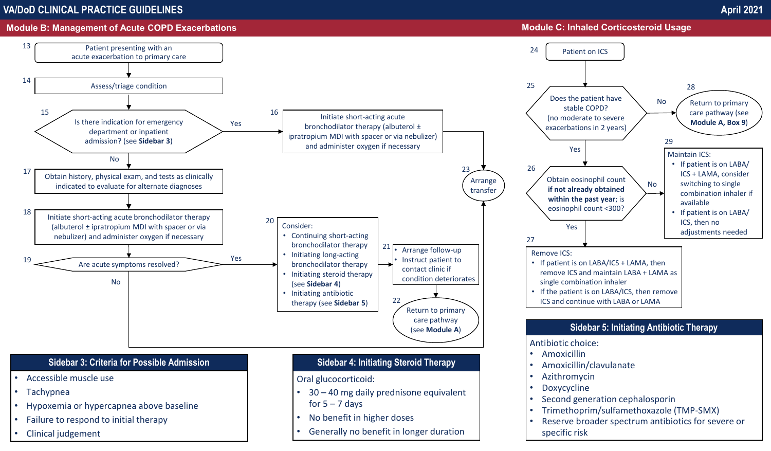# VA/DoD CLINICAL PRACTICE GUIDELINES

April 2021

## Module B: Management of Acute COPD Exacerbations

13 Patient presenting with an acute exacerbation to primary care

14 Assess/triage condition

15 Is there indication for emergency department or inpatient admission? (see **Sidebar 3**)

- Yes → 16
- No → 17

16 Initiate short-acting acute bronchodilator therapy (albuterol ± ipratropium MDI with spacer or via nebulizer) and administer oxygen if necessary

23 Arrange transfer

17 Obtain history, physical exam, and tests as clinically indicated to evaluate for alternate diagnoses

18 Initiate short-acting acute bronchodilator therapy (albuterol ± ipratropium MDI with spacer or via nebulizer) and administer oxygen if necessary

19 Are acute symptoms resolved?

- Yes → 20
- No → 23

20 Consider:

- Continuing short-acting bronchodilator therapy
- Initiating long-acting bronchodilator therapy
- Initiating steroid therapy (see **Sidebar 4**)
- Initiating antibiotic therapy (see **Sidebar 5**)

21
- Arrange follow-up
- Instruct patient to contact clinic if condition deteriorates

22 Return to primary care pathway (see **Module A**)

## Module C: Inhaled Corticosteroid Usage

24 Patient on ICS

25 Does the patient have stable COPD? (no moderate to severe exacerbations in 2 years)

- No → 28
- Yes → 26

28 Return to primary care pathway (see **Module A, Box 9**)

26 Obtain eosinophil count **if not already obtained within the past year**; is eosinophil count <300?

- No → 29
- Yes → 27

29 Maintain ICS:

- If patient is on LABA/ ICS + LAMA, consider switching to single combination inhaler if available
- If patient is on LABA/ ICS, then no adjustments needed

27 Remove ICS:

- If patient is on LABA/ICS + LAMA, then remove ICS and maintain LABA + LAMA as single combination inhaler
- If the patient is on LABA/ICS, then remove ICS and continue with LABA or LAMA

### Sidebar 3: Criteria for Possible Admission

- Accessible muscle use
- Tachypnea
- Hypoxemia or hypercapnea above baseline
- Failure to respond to initial therapy
- Clinical judgement

### Sidebar 4: Initiating Steroid Therapy

Oral glucocorticoid:

- 30 – 40 mg daily prednisone equivalent for 5 – 7 days
- No benefit in higher doses
- Generally no benefit in longer duration

### Sidebar 5: Initiating Antibiotic Therapy

Antibiotic choice:

- Amoxicillin
- Amoxicillin/clavulanate
- Azithromycin
- Doxycycline
- Second generation cephalosporin
- Trimethoprim/sulfamethoxazole (TMP-SMX)
- Reserve broader spectrum antibiotics for severe or specific risk